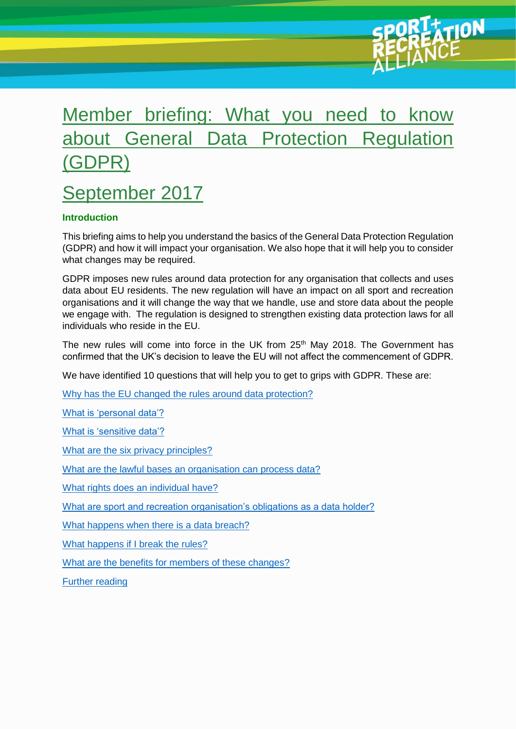# Member briefing: What you need to know about General Data Protection Regulation (GDPR)

# September 2017

**Introduction**

This briefing aims to help you understand the basics of the General Data Protection Regulation (GDPR) and how it will impact your organisation. We also hope that it will help you to consider what changes may be required.

GDPR imposes new rules around data protection for any organisation that collects and uses data about EU residents. The new regulation will have an impact on all sport and recreation organisations and it will change the way that we handle, use and store data about the people we engage with. The regulation is designed to strengthen existing data protection laws for all individuals who reside in the EU.

The new rules will come into force in the UK from 25th May 2018. The Government has confirmed that the UK's decision to leave the EU will not affect the commencement of GDPR.

We have identified 10 questions that will help you to get to grips with GDPR. These are:

Why has the EU changed the rules around data protection?

What is 'personal data'?

What is 'sensitive data'?

What are the six privacy principles?

What are the lawful bases an organisation can process data?

What rights does an individual have?

What are sport and recreation organisation's obligations as a data holder?

What happens when there is a data breach?

What happens if I break the rules?

What are the benefits for members of these changes?

Further reading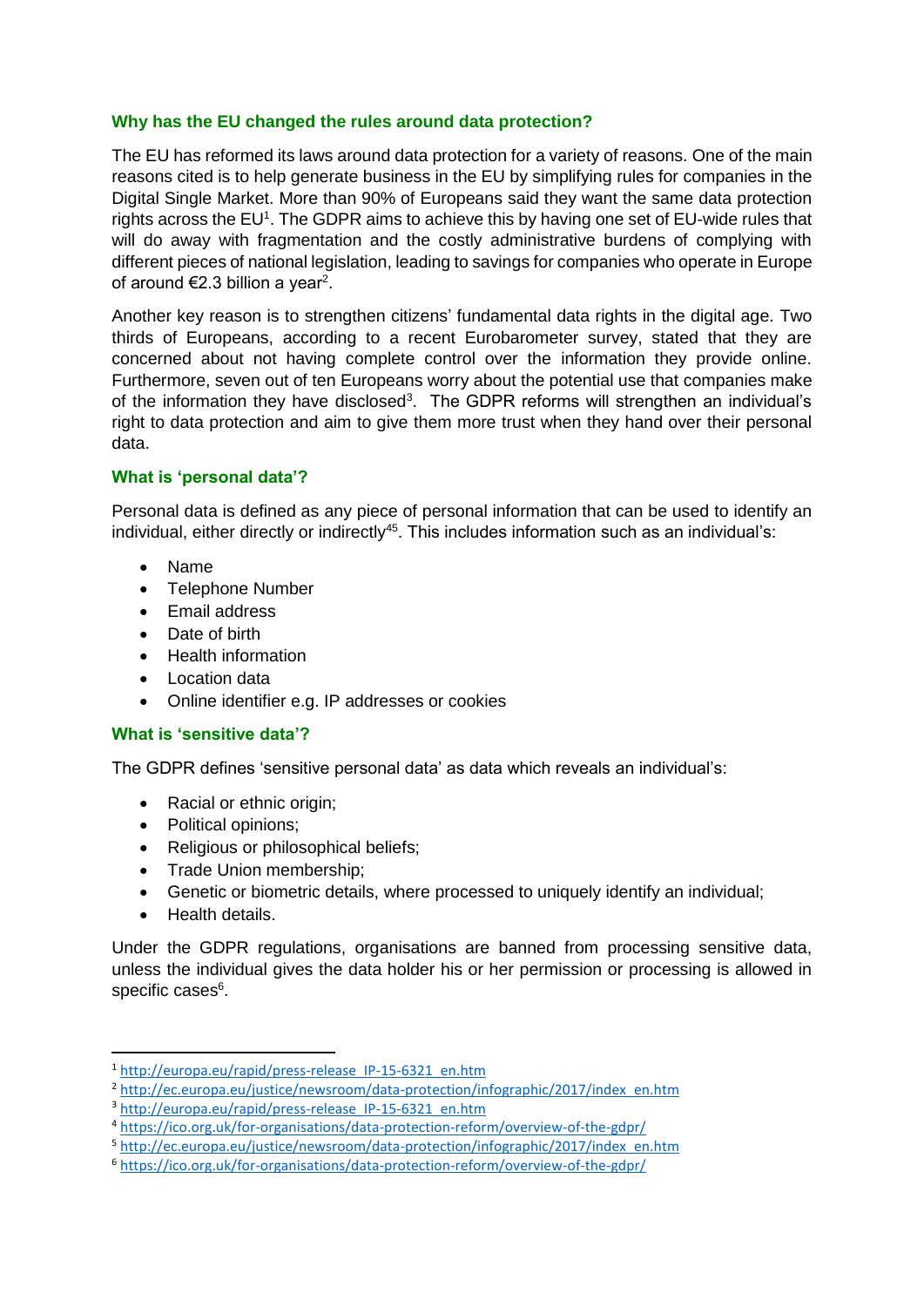### Why has the EU changed the rules around data protection?

The EU has reformed its laws around data protection for a variety of reasons. One of the main reasons cited is to help generate business in the EU by simplifying rules for companies in the Digital Single Market. More than 90% of Europeans said they want the same data protection rights across the EU[1]. The GDPR aims to achieve this by having one set of EU-wide rules that will do away with fragmentation and the costly administrative burdens of complying with different pieces of national legislation, leading to savings for companies who operate in Europe of around €2.3 billion a year[2].

Another key reason is to strengthen citizens' fundamental data rights in the digital age. Two thirds of Europeans, according to a recent Eurobarometer survey, stated that they are concerned about not having complete control over the information they provide online. Furthermore, seven out of ten Europeans worry about the potential use that companies make of the information they have disclosed[3]. The GDPR reforms will strengthen an individual's right to data protection and aim to give them more trust when they hand over their personal data.

### What is 'personal data'?

Personal data is defined as any piece of personal information that can be used to identify an individual, either directly or indirectly[4][5]. This includes information such as an individual's:

- Name
- Telephone Number
- Email address
- Date of birth
- Health information
- Location data
- Online identifier e.g. IP addresses or cookies

### What is 'sensitive data'?

The GDPR defines 'sensitive personal data' as data which reveals an individual's:

- Racial or ethnic origin;
- Political opinions;
- Religious or philosophical beliefs;
- Trade Union membership;
- Genetic or biometric details, where processed to uniquely identify an individual;
- Health details.

Under the GDPR regulations, organisations are banned from processing sensitive data, unless the individual gives the data holder his or her permission or processing is allowed in specific cases[6].

---

[1] http://europa.eu/rapid/press-release_IP-15-6321_en.htm

[2] http://ec.europa.eu/justice/newsroom/data-protection/infographic/2017/index_en.htm

[3] http://europa.eu/rapid/press-release_IP-15-6321_en.htm

[4] https://ico.org.uk/for-organisations/data-protection-reform/overview-of-the-gdpr/

[5] http://ec.europa.eu/justice/newsroom/data-protection/infographic/2017/index_en.htm

[6] https://ico.org.uk/for-organisations/data-protection-reform/overview-of-the-gdpr/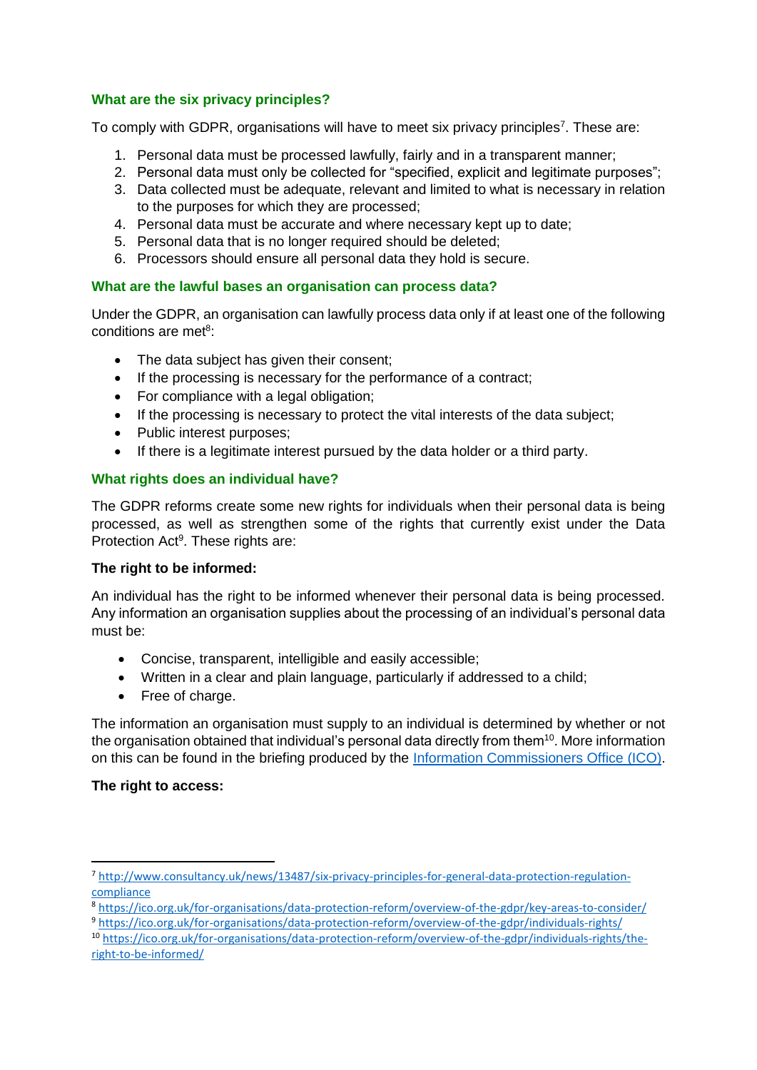## What are the six privacy principles?

To comply with GDPR, organisations will have to meet six privacy principles[7]. These are:

1. Personal data must be processed lawfully, fairly and in a transparent manner;
2. Personal data must only be collected for "specified, explicit and legitimate purposes";
3. Data collected must be adequate, relevant and limited to what is necessary in relation to the purposes for which they are processed;
4. Personal data must be accurate and where necessary kept up to date;
5. Personal data that is no longer required should be deleted;
6. Processors should ensure all personal data they hold is secure.

## What are the lawful bases an organisation can process data?

Under the GDPR, an organisation can lawfully process data only if at least one of the following conditions are met[8]:

- The data subject has given their consent;
- If the processing is necessary for the performance of a contract;
- For compliance with a legal obligation;
- If the processing is necessary to protect the vital interests of the data subject;
- Public interest purposes;
- If there is a legitimate interest pursued by the data holder or a third party.

## What rights does an individual have?

The GDPR reforms create some new rights for individuals when their personal data is being processed, as well as strengthen some of the rights that currently exist under the Data Protection Act[9]. These rights are:

**The right to be informed:**

An individual has the right to be informed whenever their personal data is being processed. Any information an organisation supplies about the processing of an individual's personal data must be:

- Concise, transparent, intelligible and easily accessible;
- Written in a clear and plain language, particularly if addressed to a child;
- Free of charge.

The information an organisation must supply to an individual is determined by whether or not the organisation obtained that individual's personal data directly from them[10]. More information on this can be found in the briefing produced by the [Information Commissioners Office (ICO)](https://ico.org.uk/for-organisations/data-protection-reform/overview-of-the-gdpr/individuals-rights/the-right-to-be-informed/).

**The right to access:**

---

[7] http://www.consultancy.uk/news/13487/six-privacy-principles-for-general-data-protection-regulation-compliance

[8] https://ico.org.uk/for-organisations/data-protection-reform/overview-of-the-gdpr/key-areas-to-consider/

[9] https://ico.org.uk/for-organisations/data-protection-reform/overview-of-the-gdpr/individuals-rights/

[10] https://ico.org.uk/for-organisations/data-protection-reform/overview-of-the-gdpr/individuals-rights/the-right-to-be-informed/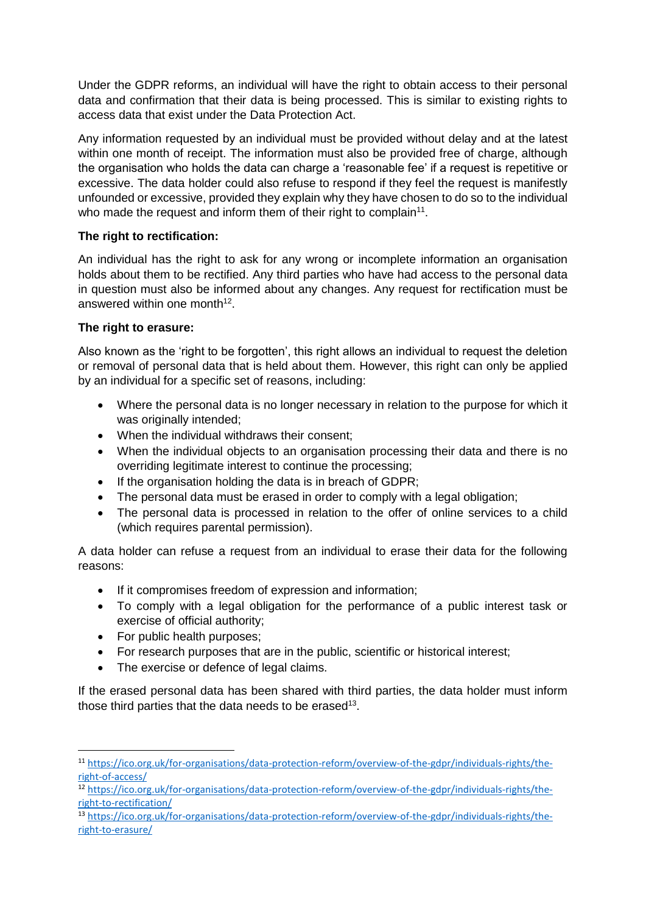Under the GDPR reforms, an individual will have the right to obtain access to their personal data and confirmation that their data is being processed. This is similar to existing rights to access data that exist under the Data Protection Act.

Any information requested by an individual must be provided without delay and at the latest within one month of receipt. The information must also be provided free of charge, although the organisation who holds the data can charge a 'reasonable fee' if a request is repetitive or excessive. The data holder could also refuse to respond if they feel the request is manifestly unfounded or excessive, provided they explain why they have chosen to do so to the individual who made the request and inform them of their right to complain[11].

**The right to rectification:**

An individual has the right to ask for any wrong or incomplete information an organisation holds about them to be rectified. Any third parties who have had access to the personal data in question must also be informed about any changes. Any request for rectification must be answered within one month[12].

**The right to erasure:**

Also known as the 'right to be forgotten', this right allows an individual to request the deletion or removal of personal data that is held about them. However, this right can only be applied by an individual for a specific set of reasons, including:

- Where the personal data is no longer necessary in relation to the purpose for which it was originally intended;
- When the individual withdraws their consent;
- When the individual objects to an organisation processing their data and there is no overriding legitimate interest to continue the processing;
- If the organisation holding the data is in breach of GDPR;
- The personal data must be erased in order to comply with a legal obligation;
- The personal data is processed in relation to the offer of online services to a child (which requires parental permission).

A data holder can refuse a request from an individual to erase their data for the following reasons:

- If it compromises freedom of expression and information;
- To comply with a legal obligation for the performance of a public interest task or exercise of official authority;
- For public health purposes;
- For research purposes that are in the public, scientific or historical interest;
- The exercise or defence of legal claims.

If the erased personal data has been shared with third parties, the data holder must inform those third parties that the data needs to be erased[13].

---

[11] https://ico.org.uk/for-organisations/data-protection-reform/overview-of-the-gdpr/individuals-rights/the-right-of-access/

[12] https://ico.org.uk/for-organisations/data-protection-reform/overview-of-the-gdpr/individuals-rights/the-right-to-rectification/

[13] https://ico.org.uk/for-organisations/data-protection-reform/overview-of-the-gdpr/individuals-rights/the-right-to-erasure/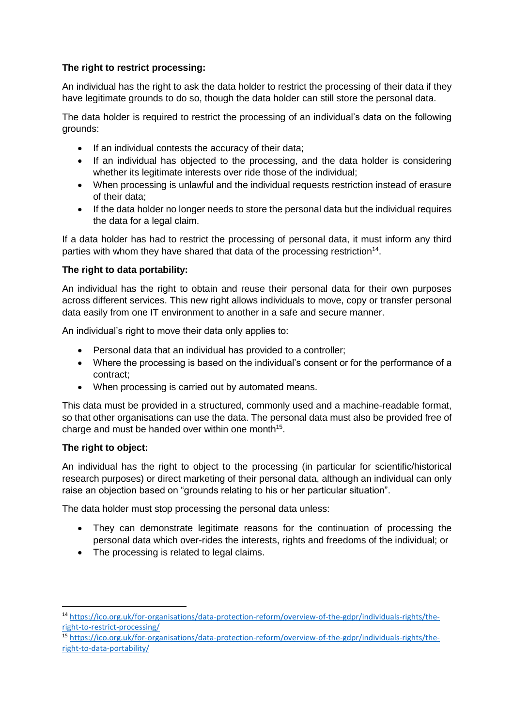**The right to restrict processing:**

An individual has the right to ask the data holder to restrict the processing of their data if they have legitimate grounds to do so, though the data holder can still store the personal data.

The data holder is required to restrict the processing of an individual's data on the following grounds:

- If an individual contests the accuracy of their data;
- If an individual has objected to the processing, and the data holder is considering whether its legitimate interests over ride those of the individual;
- When processing is unlawful and the individual requests restriction instead of erasure of their data;
- If the data holder no longer needs to store the personal data but the individual requires the data for a legal claim.

If a data holder has had to restrict the processing of personal data, it must inform any third parties with whom they have shared that data of the processing restriction[14].

**The right to data portability:**

An individual has the right to obtain and reuse their personal data for their own purposes across different services. This new right allows individuals to move, copy or transfer personal data easily from one IT environment to another in a safe and secure manner.

An individual's right to move their data only applies to:

- Personal data that an individual has provided to a controller;
- Where the processing is based on the individual's consent or for the performance of a contract;
- When processing is carried out by automated means.

This data must be provided in a structured, commonly used and a machine-readable format, so that other organisations can use the data. The personal data must also be provided free of charge and must be handed over within one month[15].

**The right to object:**

An individual has the right to object to the processing (in particular for scientific/historical research purposes) or direct marketing of their personal data, although an individual can only raise an objection based on "grounds relating to his or her particular situation".

The data holder must stop processing the personal data unless:

- They can demonstrate legitimate reasons for the continuation of processing the personal data which over-rides the interests, rights and freedoms of the individual; or
- The processing is related to legal claims.

---

[14] https://ico.org.uk/for-organisations/data-protection-reform/overview-of-the-gdpr/individuals-rights/the-right-to-restrict-processing/

[15] https://ico.org.uk/for-organisations/data-protection-reform/overview-of-the-gdpr/individuals-rights/the-right-to-data-portability/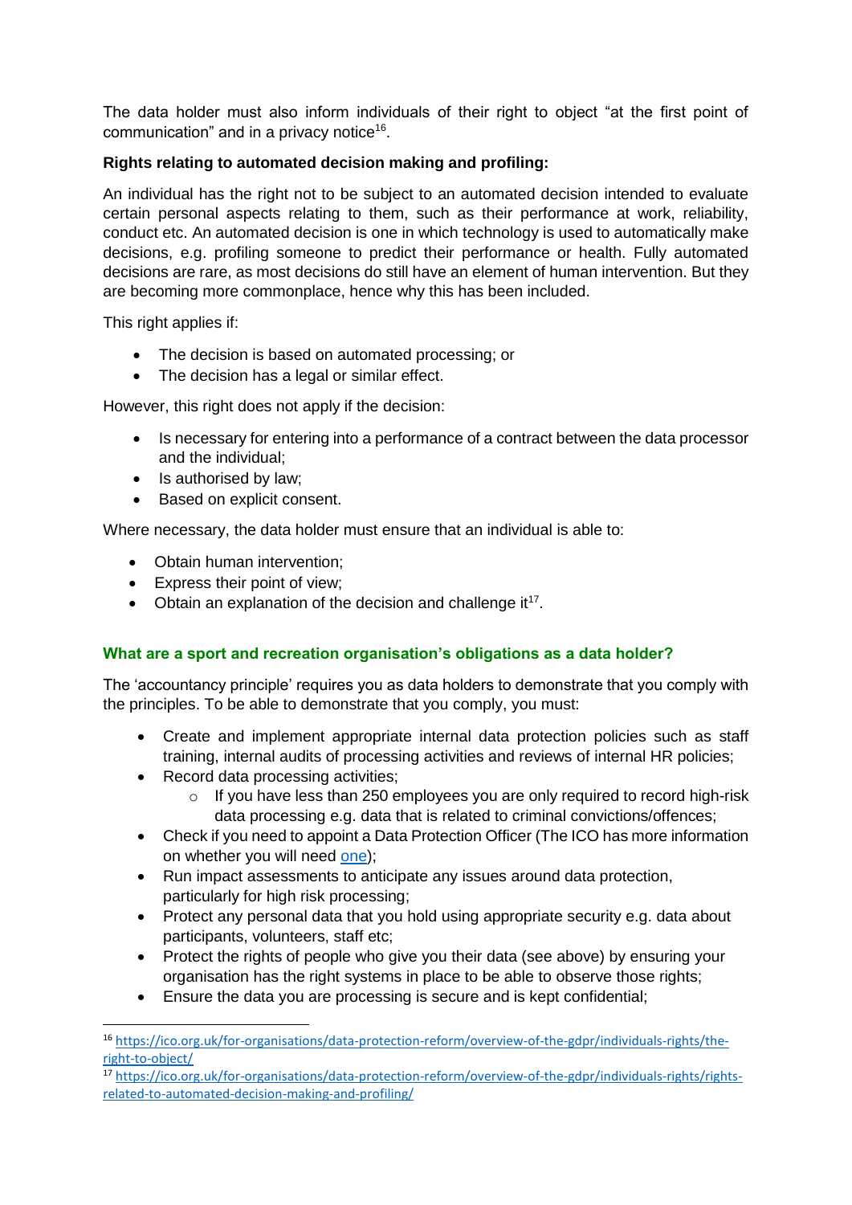The data holder must also inform individuals of their right to object "at the first point of communication" and in a privacy notice[16].

**Rights relating to automated decision making and profiling:**

An individual has the right not to be subject to an automated decision intended to evaluate certain personal aspects relating to them, such as their performance at work, reliability, conduct etc. An automated decision is one in which technology is used to automatically make decisions, e.g. profiling someone to predict their performance or health. Fully automated decisions are rare, as most decisions do still have an element of human intervention. But they are becoming more commonplace, hence why this has been included.

This right applies if:

- The decision is based on automated processing; or
- The decision has a legal or similar effect.

However, this right does not apply if the decision:

- Is necessary for entering into a performance of a contract between the data processor and the individual;
- Is authorised by law;
- Based on explicit consent.

Where necessary, the data holder must ensure that an individual is able to:

- Obtain human intervention;
- Express their point of view;
- Obtain an explanation of the decision and challenge it[17].

## What are a sport and recreation organisation's obligations as a data holder?

The 'accountancy principle' requires you as data holders to demonstrate that you comply with the principles. To be able to demonstrate that you comply, you must:

- Create and implement appropriate internal data protection policies such as staff training, internal audits of processing activities and reviews of internal HR policies;
- Record data processing activities;
    - If you have less than 250 employees you are only required to record high-risk data processing e.g. data that is related to criminal convictions/offences;
- Check if you need to appoint a Data Protection Officer (The ICO has more information on whether you will need [one](#));
- Run impact assessments to anticipate any issues around data protection, particularly for high risk processing;
- Protect any personal data that you hold using appropriate security e.g. data about participants, volunteers, staff etc;
- Protect the rights of people who give you their data (see above) by ensuring your organisation has the right systems in place to be able to observe those rights;
- Ensure the data you are processing is secure and is kept confidential;

---

[16] https://ico.org.uk/for-organisations/data-protection-reform/overview-of-the-gdpr/individuals-rights/the-right-to-object/

[17] https://ico.org.uk/for-organisations/data-protection-reform/overview-of-the-gdpr/individuals-rights/rights-related-to-automated-decision-making-and-profiling/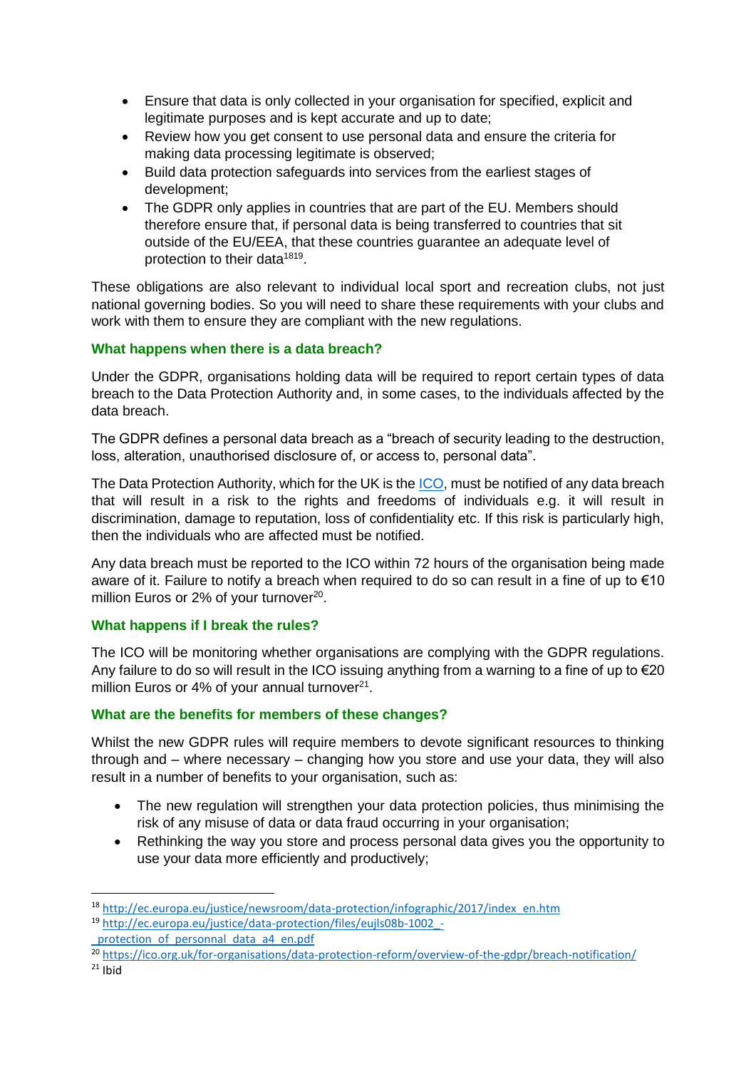- Ensure that data is only collected in your organisation for specified, explicit and legitimate purposes and is kept accurate and up to date;
- Review how you get consent to use personal data and ensure the criteria for making data processing legitimate is observed;
- Build data protection safeguards into services from the earliest stages of development;
- The GDPR only applies in countries that are part of the EU. Members should therefore ensure that, if personal data is being transferred to countries that sit outside of the EU/EEA, that these countries guarantee an adequate level of protection to their data[18][19].

These obligations are also relevant to individual local sport and recreation clubs, not just national governing bodies. So you will need to share these requirements with your clubs and work with them to ensure they are compliant with the new regulations.

### What happens when there is a data breach?

Under the GDPR, organisations holding data will be required to report certain types of data breach to the Data Protection Authority and, in some cases, to the individuals affected by the data breach.

The GDPR defines a personal data breach as a "breach of security leading to the destruction, loss, alteration, unauthorised disclosure of, or access to, personal data".

The Data Protection Authority, which for the UK is the ICO, must be notified of any data breach that will result in a risk to the rights and freedoms of individuals e.g. it will result in discrimination, damage to reputation, loss of confidentiality etc. If this risk is particularly high, then the individuals who are affected must be notified.

Any data breach must be reported to the ICO within 72 hours of the organisation being made aware of it. Failure to notify a breach when required to do so can result in a fine of up to €10 million Euros or 2% of your turnover[20].

### What happens if I break the rules?

The ICO will be monitoring whether organisations are complying with the GDPR regulations. Any failure to do so will result in the ICO issuing anything from a warning to a fine of up to €20 million Euros or 4% of your annual turnover[21].

### What are the benefits for members of these changes?

Whilst the new GDPR rules will require members to devote significant resources to thinking through and – where necessary – changing how you store and use your data, they will also result in a number of benefits to your organisation, such as:

- The new regulation will strengthen your data protection policies, thus minimising the risk of any misuse of data or data fraud occurring in your organisation;
- Rethinking the way you store and process personal data gives you the opportunity to use your data more efficiently and productively;

---

[18] http://ec.europa.eu/justice/newsroom/data-protection/infographic/2017/index_en.htm

[19] http://ec.europa.eu/justice/data-protection/files/eujls08b-1002_-_protection_of_personnal_data_a4_en.pdf

[20] https://ico.org.uk/for-organisations/data-protection-reform/overview-of-the-gdpr/breach-notification/

[21] Ibid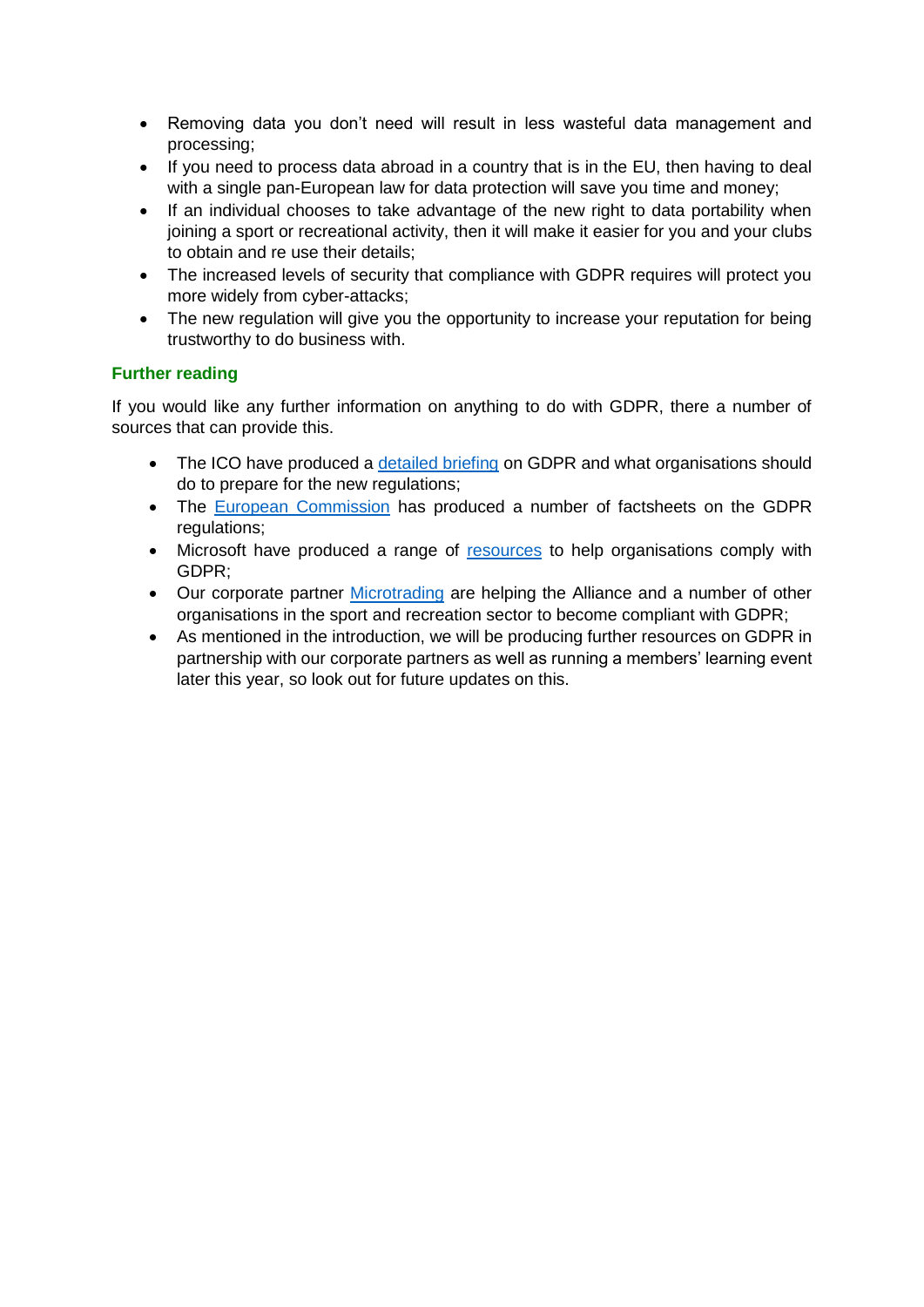- Removing data you don't need will result in less wasteful data management and processing;
- If you need to process data abroad in a country that is in the EU, then having to deal with a single pan-European law for data protection will save you time and money;
- If an individual chooses to take advantage of the new right to data portability when joining a sport or recreational activity, then it will make it easier for you and your clubs to obtain and re use their details;
- The increased levels of security that compliance with GDPR requires will protect you more widely from cyber-attacks;
- The new regulation will give you the opportunity to increase your reputation for being trustworthy to do business with.

### Further reading

If you would like any further information on anything to do with GDPR, there a number of sources that can provide this.

- The ICO have produced a detailed briefing on GDPR and what organisations should do to prepare for the new regulations;
- The European Commission has produced a number of factsheets on the GDPR regulations;
- Microsoft have produced a range of resources to help organisations comply with GDPR;
- Our corporate partner Microtrading are helping the Alliance and a number of other organisations in the sport and recreation sector to become compliant with GDPR;
- As mentioned in the introduction, we will be producing further resources on GDPR in partnership with our corporate partners as well as running a members' learning event later this year, so look out for future updates on this.